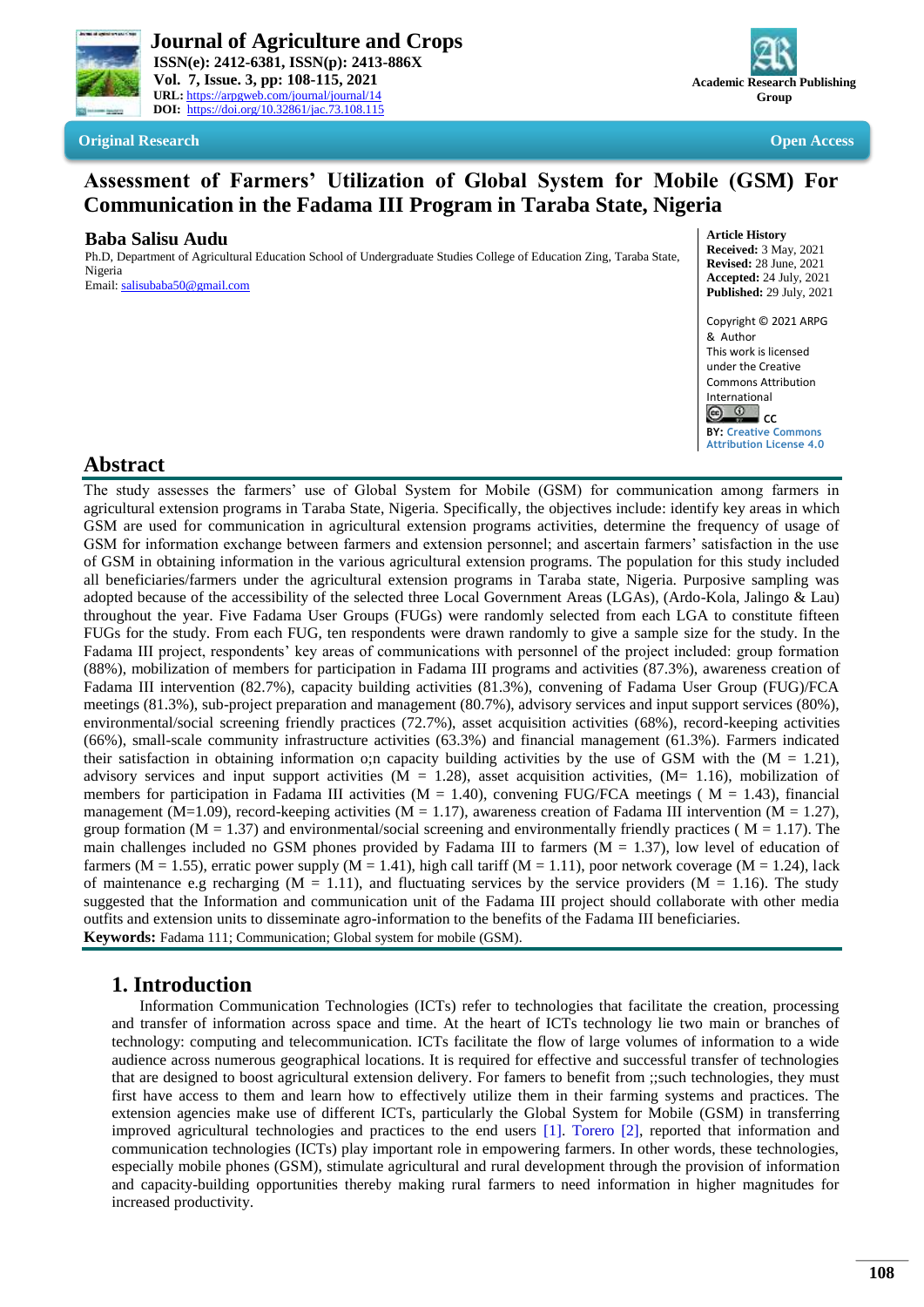**Journal of Agriculture and Crops**
**ISSN(e): 2412-6381, ISSN(p): 2413-886X**
**Vol. 7, Issue. 3, pp: 108-115, 2021**
**URL:** https://arpgweb.com/journal/journal/14
**DOI:** https://doi.org/10.32861/jac.73.108.115

Academic Research Publishing Group

**Original Research** **Open Access**

# Assessment of Farmers' Utilization of Global System for Mobile (GSM) For Communication in the Fadama III Program in Taraba State, Nigeria

**Baba Salisu Audu**

Ph.D, Department of Agricultural Education School of Undergraduate Studies College of Education Zing, Taraba State, Nigeria
Email: salisubaba50@gmail.com

**Article History**
**Received:** 3 May, 2021
**Revised:** 28 June, 2021
**Accepted:** 24 July, 2021
**Published:** 29 July, 2021

Copyright © 2021 ARPG & Author
This work is licensed under the Creative Commons Attribution International
CC BY: Creative Commons Attribution License 4.0

## Abstract

The study assesses the farmers' use of Global System for Mobile (GSM) for communication among farmers in agricultural extension programs in Taraba State, Nigeria. Specifically, the objectives include: identify key areas in which GSM are used for communication in agricultural extension programs activities, determine the frequency of usage of GSM for information exchange between farmers and extension personnel; and ascertain farmers' satisfaction in the use of GSM in obtaining information in the various agricultural extension programs. The population for this study included all beneficiaries/farmers under the agricultural extension programs in Taraba state, Nigeria. Purposive sampling was adopted because of the accessibility of the selected three Local Government Areas (LGAs), (Ardo-Kola, Jalingo & Lau) throughout the year. Five Fadama User Groups (FUGs) were randomly selected from each LGA to constitute fifteen FUGs for the study. From each FUG, ten respondents were drawn randomly to give a sample size for the study. In the Fadama III project, respondents' key areas of communications with personnel of the project included: group formation (88%), mobilization of members for participation in Fadama III programs and activities (87.3%), awareness creation of Fadama III intervention (82.7%), capacity building activities (81.3%), convening of Fadama User Group (FUG)/FCA meetings (81.3%), sub-project preparation and management (80.7%), advisory services and input support services (80%), environmental/social screening friendly practices (72.7%), asset acquisition activities (68%), record-keeping activities (66%), small-scale community infrastructure activities (63.3%) and financial management (61.3%). Farmers indicated their satisfaction in obtaining information o;n capacity building activities by the use of GSM with the (M = 1.21), advisory services and input support activities (M = 1.28), asset acquisition activities, (M= 1.16), mobilization of members for participation in Fadama III activities (M = 1.40), convening FUG/FCA meetings ( M = 1.43), financial management (M=1.09), record-keeping activities (M = 1.17), awareness creation of Fadama III intervention (M = 1.27), group formation (M = 1.37) and environmental/social screening and environmentally friendly practices ( M = 1.17). The main challenges included no GSM phones provided by Fadama III to farmers (M = 1.37), low level of education of farmers (M = 1.55), erratic power supply (M = 1.41), high call tariff (M = 1.11), poor network coverage (M = 1.24), lack of maintenance e.g recharging (M = 1.11), and fluctuating services by the service providers (M = 1.16). The study suggested that the Information and communication unit of the Fadama III project should collaborate with other media outfits and extension units to disseminate agro-information to the benefits of the Fadama III beneficiaries.

**Keywords:** Fadama 111; Communication; Global system for mobile (GSM).

## 1. Introduction

Information Communication Technologies (ICTs) refer to technologies that facilitate the creation, processing and transfer of information across space and time. At the heart of ICTs technology lie two main or branches of technology: computing and telecommunication. ICTs facilitate the flow of large volumes of information to a wide audience across numerous geographical locations. It is required for effective and successful transfer of technologies that are designed to boost agricultural extension delivery. For famers to benefit from ;;such technologies, they must first have access to them and learn how to effectively utilize them in their farming systems and practices. The extension agencies make use of different ICTs, particularly the Global System for Mobile (GSM) in transferring improved agricultural technologies and practices to the end users [1]. Torero [2], reported that information and communication technologies (ICTs) play important role in empowering farmers. In other words, these technologies, especially mobile phones (GSM), stimulate agricultural and rural development through the provision of information and capacity-building opportunities thereby making rural farmers to need information in higher magnitudes for increased productivity.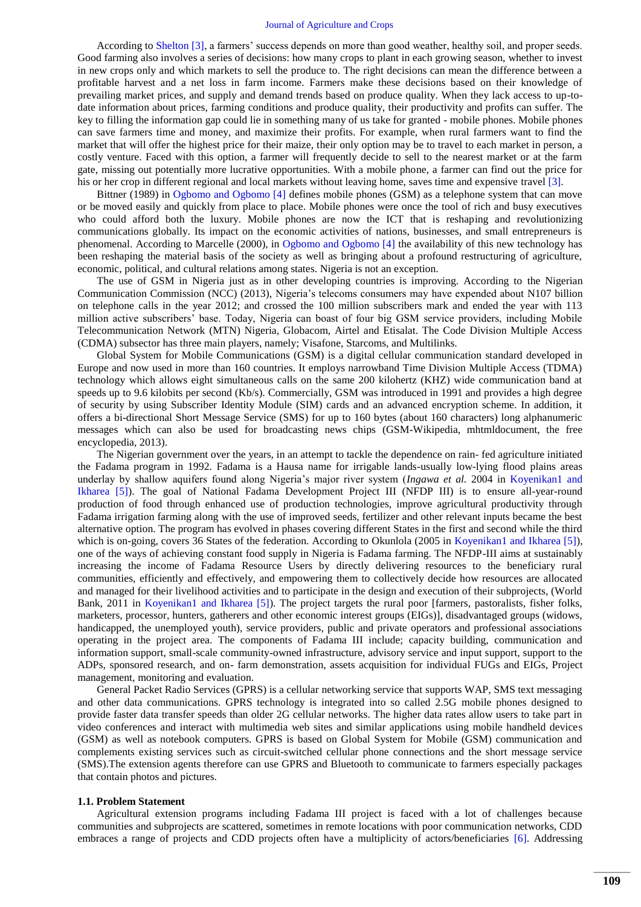According to Shelton [3], a farmers' success depends on more than good weather, healthy soil, and proper seeds. Good farming also involves a series of decisions: how many crops to plant in each growing season, whether to invest in new crops only and which markets to sell the produce to. The right decisions can mean the difference between a profitable harvest and a net loss in farm income. Farmers make these decisions based on their knowledge of prevailing market prices, and supply and demand trends based on produce quality. When they lack access to up-to-date information about prices, farming conditions and produce quality, their productivity and profits can suffer. The key to filling the information gap could lie in something many of us take for granted - mobile phones. Mobile phones can save farmers time and money, and maximize their profits. For example, when rural farmers want to find the market that will offer the highest price for their maize, their only option may be to travel to each market in person, a costly venture. Faced with this option, a farmer will frequently decide to sell to the nearest market or at the farm gate, missing out potentially more lucrative opportunities. With a mobile phone, a farmer can find out the price for his or her crop in different regional and local markets without leaving home, saves time and expensive travel [3].

Bittner (1989) in Ogbomo and Ogbomo [4] defines mobile phones (GSM) as a telephone system that can move or be moved easily and quickly from place to place. Mobile phones were once the tool of rich and busy executives who could afford both the luxury. Mobile phones are now the ICT that is reshaping and revolutionizing communications globally. Its impact on the economic activities of nations, businesses, and small entrepreneurs is phenomenal. According to Marcelle (2000), in Ogbomo and Ogbomo [4] the availability of this new technology has been reshaping the material basis of the society as well as bringing about a profound restructuring of agriculture, economic, political, and cultural relations among states. Nigeria is not an exception.

The use of GSM in Nigeria just as in other developing countries is improving. According to the Nigerian Communication Commission (NCC) (2013), Nigeria's telecoms consumers may have expended about N107 billion on telephone calls in the year 2012; and crossed the 100 million subscribers mark and ended the year with 113 million active subscribers' base. Today, Nigeria can boast of four big GSM service providers, including Mobile Telecommunication Network (MTN) Nigeria, Globacom, Airtel and Etisalat. The Code Division Multiple Access (CDMA) subsector has three main players, namely; Visafone, Starcoms, and Multilinks.

Global System for Mobile Communications (GSM) is a digital cellular communication standard developed in Europe and now used in more than 160 countries. It employs narrowband Time Division Multiple Access (TDMA) technology which allows eight simultaneous calls on the same 200 kilohertz (KHZ) wide communication band at speeds up to 9.6 kilobits per second (Kb/s). Commercially, GSM was introduced in 1991 and provides a high degree of security by using Subscriber Identity Module (SIM) cards and an advanced encryption scheme. In addition, it offers a bi-directional Short Message Service (SMS) for up to 160 bytes (about 160 characters) long alphanumeric messages which can also be used for broadcasting news chips (GSM-Wikipedia, mhtmldocument, the free encyclopedia, 2013).

The Nigerian government over the years, in an attempt to tackle the dependence on rain- fed agriculture initiated the Fadama program in 1992. Fadama is a Hausa name for irrigable lands-usually low-lying flood plains areas underlay by shallow aquifers found along Nigeria's major river system (*Ingawa et al.* 2004 in Koyenikan1 and Ikharea [5]). The goal of National Fadama Development Project III (NFDP III) is to ensure all-year-round production of food through enhanced use of production technologies, improve agricultural productivity through Fadama irrigation farming along with the use of improved seeds, fertilizer and other relevant inputs became the best alternative option. The program has evolved in phases covering different States in the first and second while the third which is on-going, covers 36 States of the federation. According to Okunlola (2005 in Koyenikan1 and Ikharea [5]), one of the ways of achieving constant food supply in Nigeria is Fadama farming. The NFDP-III aims at sustainably increasing the income of Fadama Resource Users by directly delivering resources to the beneficiary rural communities, efficiently and effectively, and empowering them to collectively decide how resources are allocated and managed for their livelihood activities and to participate in the design and execution of their subprojects, (World Bank, 2011 in Koyenikan1 and Ikharea [5]). The project targets the rural poor [farmers, pastoralists, fisher folks, marketers, processor, hunters, gatherers and other economic interest groups (EIGs)], disadvantaged groups (widows, handicapped, the unemployed youth), service providers, public and private operators and professional associations operating in the project area. The components of Fadama III include; capacity building, communication and information support, small-scale community-owned infrastructure, advisory service and input support, support to the ADPs, sponsored research, and on- farm demonstration, assets acquisition for individual FUGs and EIGs, Project management, monitoring and evaluation.

General Packet Radio Services (GPRS) is a cellular networking service that supports WAP, SMS text messaging and other data communications. GPRS technology is integrated into so called 2.5G mobile phones designed to provide faster data transfer speeds than older 2G cellular networks. The higher data rates allow users to take part in video conferences and interact with multimedia web sites and similar applications using mobile handheld devices (GSM) as well as notebook computers. GPRS is based on Global System for Mobile (GSM) communication and complements existing services such as circuit-switched cellular phone connections and the short message service (SMS).The extension agents therefore can use GPRS and Bluetooth to communicate to farmers especially packages that contain photos and pictures.

### 1.1. Problem Statement

Agricultural extension programs including Fadama III project is faced with a lot of challenges because communities and subprojects are scattered, sometimes in remote locations with poor communication networks, CDD embraces a range of projects and CDD projects often have a multiplicity of actors/beneficiaries [6]. Addressing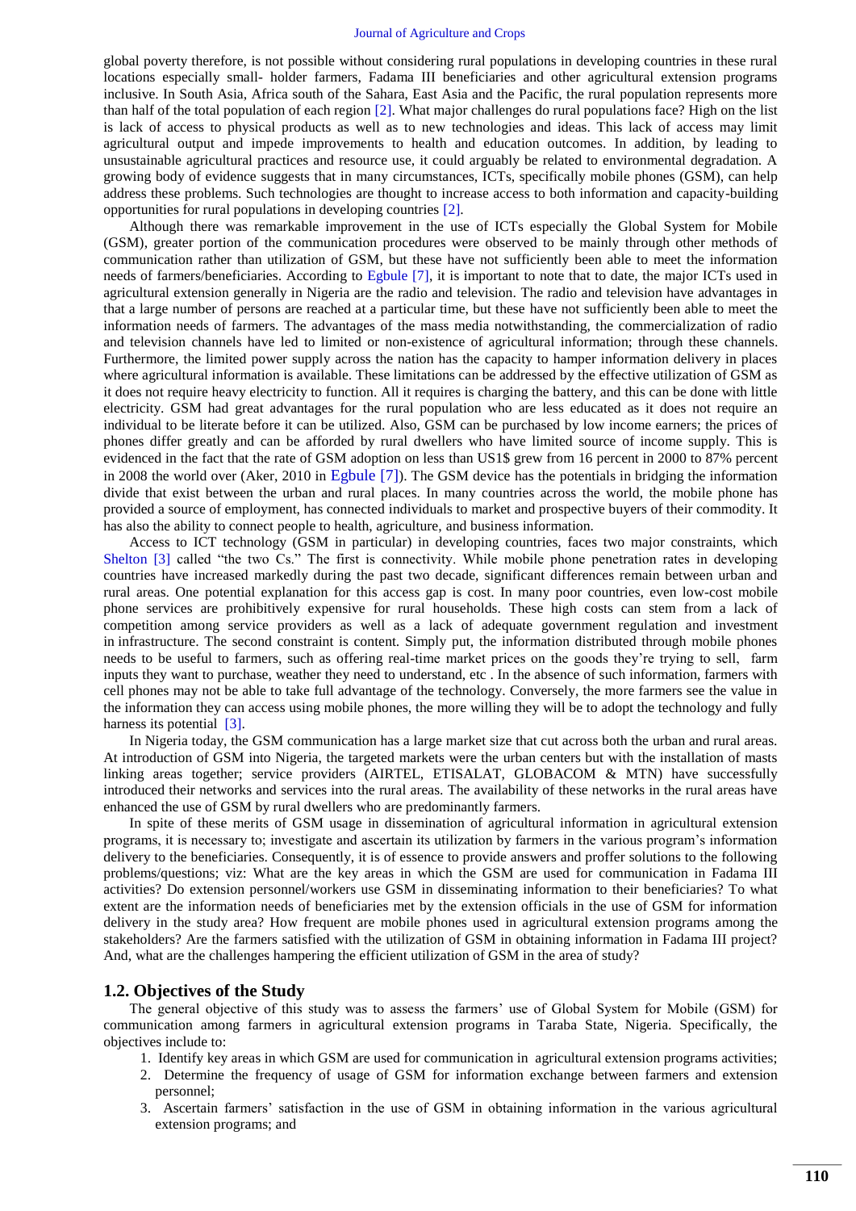global poverty therefore, is not possible without considering rural populations in developing countries in these rural locations especially small- holder farmers, Fadama III beneficiaries and other agricultural extension programs inclusive. In South Asia, Africa south of the Sahara, East Asia and the Pacific, the rural population represents more than half of the total population of each region [2]. What major challenges do rural populations face? High on the list is lack of access to physical products as well as to new technologies and ideas. This lack of access may limit agricultural output and impede improvements to health and education outcomes. In addition, by leading to unsustainable agricultural practices and resource use, it could arguably be related to environmental degradation. A growing body of evidence suggests that in many circumstances, ICTs, specifically mobile phones (GSM), can help address these problems. Such technologies are thought to increase access to both information and capacity-building opportunities for rural populations in developing countries [2].

Although there was remarkable improvement in the use of ICTs especially the Global System for Mobile (GSM), greater portion of the communication procedures were observed to be mainly through other methods of communication rather than utilization of GSM, but these have not sufficiently been able to meet the information needs of farmers/beneficiaries. According to Egbule [7], it is important to note that to date, the major ICTs used in agricultural extension generally in Nigeria are the radio and television. The radio and television have advantages in that a large number of persons are reached at a particular time, but these have not sufficiently been able to meet the information needs of farmers. The advantages of the mass media notwithstanding, the commercialization of radio and television channels have led to limited or non-existence of agricultural information; through these channels. Furthermore, the limited power supply across the nation has the capacity to hamper information delivery in places where agricultural information is available. These limitations can be addressed by the effective utilization of GSM as it does not require heavy electricity to function. All it requires is charging the battery, and this can be done with little electricity. GSM had great advantages for the rural population who are less educated as it does not require an individual to be literate before it can be utilized. Also, GSM can be purchased by low income earners; the prices of phones differ greatly and can be afforded by rural dwellers who have limited source of income supply. This is evidenced in the fact that the rate of GSM adoption on less than US1$ grew from 16 percent in 2000 to 87% percent in 2008 the world over (Aker, 2010 in Egbule [7]). The GSM device has the potentials in bridging the information divide that exist between the urban and rural places. In many countries across the world, the mobile phone has provided a source of employment, has connected individuals to market and prospective buyers of their commodity. It has also the ability to connect people to health, agriculture, and business information.

Access to ICT technology (GSM in particular) in developing countries, faces two major constraints, which Shelton [3] called "the two Cs." The first is connectivity. While mobile phone penetration rates in developing countries have increased markedly during the past two decade, significant differences remain between urban and rural areas. One potential explanation for this access gap is cost. In many poor countries, even low-cost mobile phone services are prohibitively expensive for rural households. These high costs can stem from a lack of competition among service providers as well as a lack of adequate government regulation and investment in infrastructure. The second constraint is content. Simply put, the information distributed through mobile phones needs to be useful to farmers, such as offering real-time market prices on the goods they're trying to sell, farm inputs they want to purchase, weather they need to understand, etc . In the absence of such information, farmers with cell phones may not be able to take full advantage of the technology. Conversely, the more farmers see the value in the information they can access using mobile phones, the more willing they will be to adopt the technology and fully harness its potential [3].

In Nigeria today, the GSM communication has a large market size that cut across both the urban and rural areas. At introduction of GSM into Nigeria, the targeted markets were the urban centers but with the installation of masts linking areas together; service providers (AIRTEL, ETISALAT, GLOBACOM & MTN) have successfully introduced their networks and services into the rural areas. The availability of these networks in the rural areas have enhanced the use of GSM by rural dwellers who are predominantly farmers.

In spite of these merits of GSM usage in dissemination of agricultural information in agricultural extension programs, it is necessary to; investigate and ascertain its utilization by farmers in the various program's information delivery to the beneficiaries. Consequently, it is of essence to provide answers and proffer solutions to the following problems/questions; viz: What are the key areas in which the GSM are used for communication in Fadama III activities? Do extension personnel/workers use GSM in disseminating information to their beneficiaries? To what extent are the information needs of beneficiaries met by the extension officials in the use of GSM for information delivery in the study area? How frequent are mobile phones used in agricultural extension programs among the stakeholders? Are the farmers satisfied with the utilization of GSM in obtaining information in Fadama III project? And, what are the challenges hampering the efficient utilization of GSM in the area of study?

## 1.2. Objectives of the Study

The general objective of this study was to assess the farmers' use of Global System for Mobile (GSM) for communication among farmers in agricultural extension programs in Taraba State, Nigeria. Specifically, the objectives include to:

1. Identify key areas in which GSM are used for communication in agricultural extension programs activities;
2. Determine the frequency of usage of GSM for information exchange between farmers and extension personnel;
3. Ascertain farmers' satisfaction in the use of GSM in obtaining information in the various agricultural extension programs; and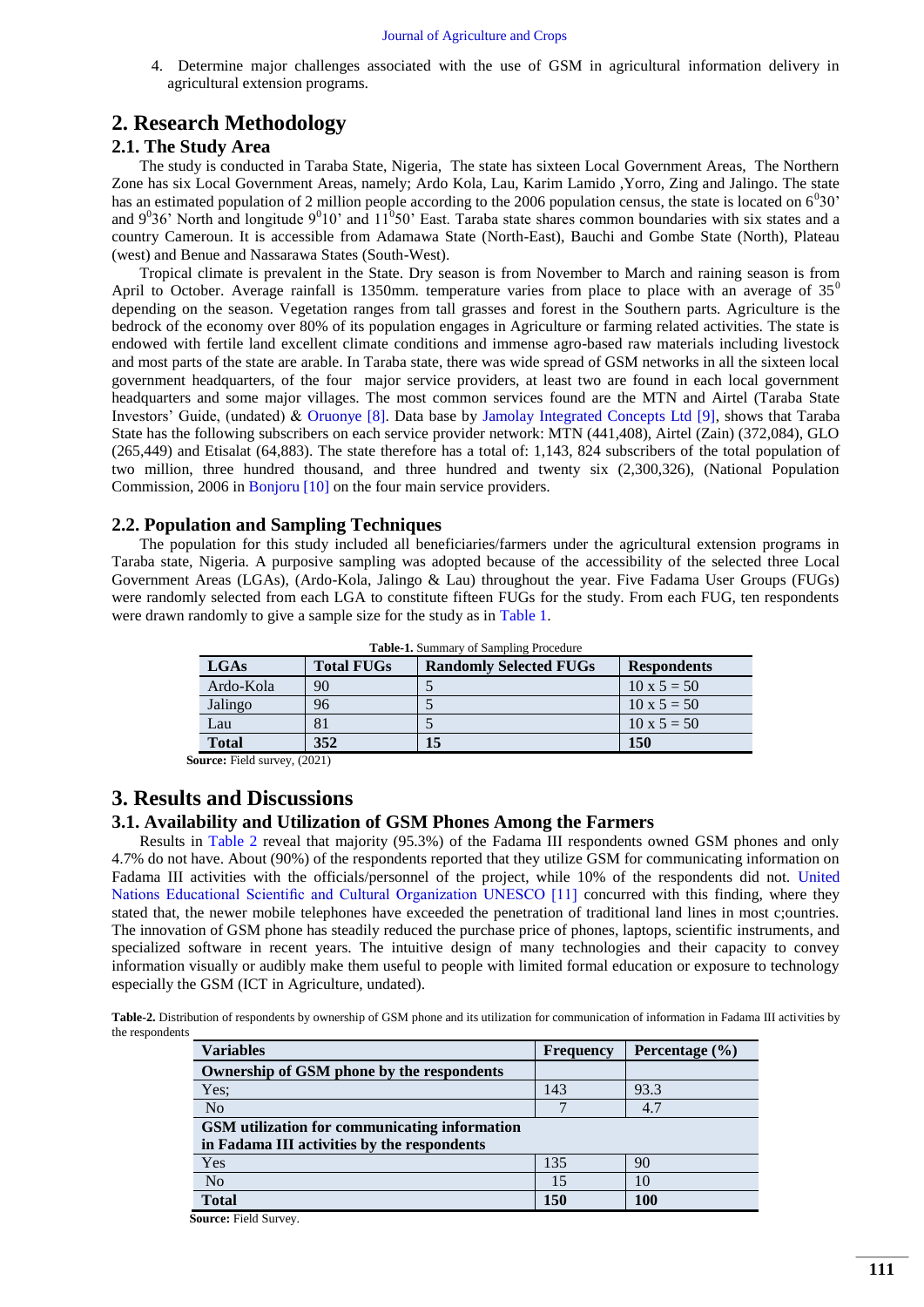4. Determine major challenges associated with the use of GSM in agricultural information delivery in agricultural extension programs.

## 2. Research Methodology

### 2.1. The Study Area

The study is conducted in Taraba State, Nigeria, The state has sixteen Local Government Areas, The Northern Zone has six Local Government Areas, namely; Ardo Kola, Lau, Karim Lamido ,Yorro, Zing and Jalingo. The state has an estimated population of 2 million people according to the 2006 population census, the state is located on $6^0 30'$ and $9^0 36'$ North and longitude $9^0 10'$ and $11^0 50'$ East. Taraba state shares common boundaries with six states and a country Cameroun. It is accessible from Adamawa State (North-East), Bauchi and Gombe State (North), Plateau (west) and Benue and Nassarawa States (South-West).

Tropical climate is prevalent in the State. Dry season is from November to March and raining season is from April to October. Average rainfall is 1350mm. temperature varies from place to place with an average of $35^0$ depending on the season. Vegetation ranges from tall grasses and forest in the Southern parts. Agriculture is the bedrock of the economy over 80% of its population engages in Agriculture or farming related activities. The state is endowed with fertile land excellent climate conditions and immense agro-based raw materials including livestock and most parts of the state are arable. In Taraba state, there was wide spread of GSM networks in all the sixteen local government headquarters, of the four major service providers, at least two are found in each local government headquarters and some major villages. The most common services found are the MTN and Airtel (Taraba State Investors' Guide, (undated) & Oruonye [8]. Data base by Jamolay Integrated Concepts Ltd [9], shows that Taraba State has the following subscribers on each service provider network: MTN (441,408), Airtel (Zain) (372,084), GLO (265,449) and Etisalat (64,883). The state therefore has a total of: 1,143, 824 subscribers of the total population of two million, three hundred thousand, three hundred and twenty six (2,300,326), (National Population Commission, 2006 in Bonjoru [10] on the four main service providers.

### 2.2. Population and Sampling Techniques

The population for this study included all beneficiaries/farmers under the agricultural extension programs in Taraba state, Nigeria. A purposive sampling was adopted because of the accessibility of the selected three Local Government Areas (LGAs), (Ardo-Kola, Jalingo & Lau) throughout the year. Five Fadama User Groups (FUGs) were randomly selected from each LGA to constitute fifteen FUGs for the study. From each FUG, ten respondents were drawn randomly to give a sample size for the study as in Table 1.

**Table-1.** Summary of Sampling Procedure

| LGAs | Total FUGs | Randomly Selected FUGs | Respondents |
|---|---|---|---|
| Ardo-Kola | 90 | 5 | 10 x 5 = 50 |
| Jalingo | 96 | 5 | 10 x 5 = 50 |
| Lau | 81 | 5 | 10 x 5 = 50 |
| **Total** | **352** | **15** | **150** |

**Source:** Field survey, (2021)

## 3. Results and Discussions

### 3.1. Availability and Utilization of GSM Phones Among the Farmers

Results in Table 2 reveal that majority (95.3%) of the Fadama III respondents owned GSM phones and only 4.7% do not have. About (90%) of the respondents reported that they utilize GSM for communicating information on Fadama III activities with the officials/personnel of the project, while 10% of the respondents did not. United Nations Educational Scientific and Cultural Organization UNESCO [11] concurred with this finding, where they stated that, the newer mobile telephones have exceeded the penetration of traditional land lines in most c;ountries. The innovation of GSM phone has steadily reduced the purchase price of phones, laptops, scientific instruments, and specialized software in recent years. The intuitive design of many technologies and their capacity to convey information visually or audibly make them useful to people with limited formal education or exposure to technology especially the GSM (ICT in Agriculture, undated).

**Table-2.** Distribution of respondents by ownership of GSM phone and its utilization for communication of information in Fadama III activities by the respondents

| Variables | Frequency | Percentage (%) |
|---|---|---|
| **Ownership of GSM phone by the respondents** | | |
| Yes; | 143 | 93.3 |
| No | 7 | 4.7 |
| **GSM utilization for communicating information in Fadama III activities by the respondents** | | |
| Yes | 135 | 90 |
| No | 15 | 10 |
| **Total** | **150** | **100** |

**Source:** Field Survey.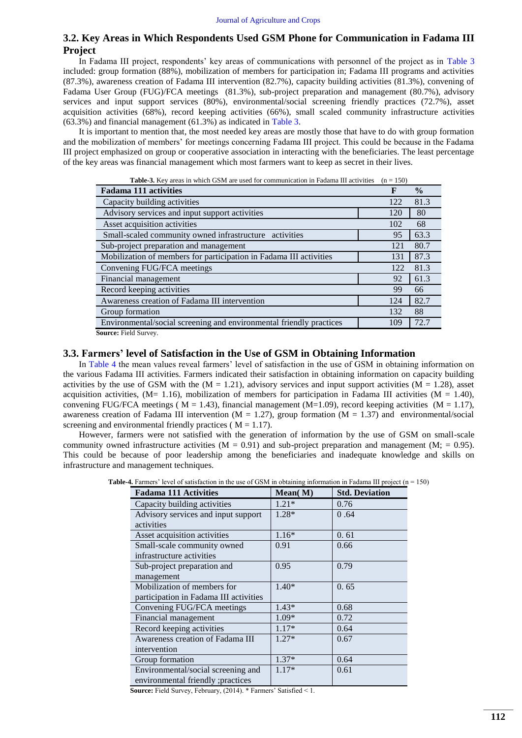## 3.2. Key Areas in Which Respondents Used GSM Phone for Communication in Fadama III Project

In Fadama III project, respondents' key areas of communications with personnel of the project as in Table 3 included: group formation (88%), mobilization of members for participation in; Fadama III programs and activities (87.3%), awareness creation of Fadama III intervention (82.7%), capacity building activities (81.3%), convening of Fadama User Group (FUG)/FCA meetings (81.3%), sub-project preparation and management (80.7%), advisory services and input support services (80%), environmental/social screening friendly practices (72.7%), asset acquisition activities (68%), record keeping activities (66%), small scaled community infrastructure activities (63.3%) and financial management (61.3%) as indicated in Table 3.

It is important to mention that, the most needed key areas are mostly those that have to do with group formation and the mobilization of members' for meetings concerning Fadama III project. This could be because in the Fadama III project emphasized on group or cooperative association in interacting with the beneficiaries. The least percentage of the key areas was financial management which most farmers want to keep as secret in their lives.

**Table-3.** Key areas in which GSM are used for communication in Fadama III activities (n = 150)

| Fadama 111 activities | F | % |
|---|---|---|
| Capacity building activities | 122 | 81.3 |
| Advisory services and input support activities | 120 | 80 |
| Asset acquisition activities | 102 | 68 |
| Small-scaled community owned infrastructure activities | 95 | 63.3 |
| Sub-project preparation and management | 121 | 80.7 |
| Mobilization of members for participation in Fadama III activities | 131 | 87.3 |
| Convening FUG/FCA meetings | 122 | 81.3 |
| Financial management | 92 | 61.3 |
| Record keeping activities | 99 | 66 |
| Awareness creation of Fadama III intervention | 124 | 82.7 |
| Group formation | 132 | 88 |
| Environmental/social screening and environmental friendly practices | 109 | 72.7 |

**Source:** Field Survey.

## 3.3. Farmers' level of Satisfaction in the Use of GSM in Obtaining Information

In Table 4 the mean values reveal farmers' level of satisfaction in the use of GSM in obtaining information on the various Fadama III activities. Farmers indicated their satisfaction in obtaining information on capacity building activities by the use of GSM with the (M = 1.21), advisory services and input support activities (M = 1.28), asset acquisition activities, (M= 1.16), mobilization of members for participation in Fadama III activities (M = 1.40), convening FUG/FCA meetings ( M = 1.43), financial management (M=1.09), record keeping activities (M = 1.17), awareness creation of Fadama III intervention (M = 1.27), group formation (M = 1.37) and environmental/social screening and environmental friendly practices ( M = 1.17).

However, farmers were not satisfied with the generation of information by the use of GSM on small-scale community owned infrastructure activities (M = 0.91) and sub-project preparation and management (M; = 0.95). This could be because of poor leadership among the beneficiaries and inadequate knowledge and skills on infrastructure and management techniques.

**Table-4.** Farmers' level of satisfaction in the use of GSM in obtaining information in Fadama III project (n = 150)

| Fadama 111 Activities | Mean( M) | Std. Deviation |
|---|---|---|
| Capacity building activities | 1.21* | 0.76 |
| Advisory services and input support activities | 1.28* | 0 .64 |
| Asset acquisition activities | 1.16* | 0. 61 |
| Small-scale community owned infrastructure activities | 0.91 | 0.66 |
| Sub-project preparation and management | 0.95 | 0.79 |
| Mobilization of members for participation in Fadama III activities | 1.40* | 0. 65 |
| Convening FUG/FCA meetings | 1.43* | 0.68 |
| Financial management | 1.09* | 0.72 |
| Record keeping activities | 1.17* | 0.64 |
| Awareness creation of Fadama III intervention | 1.27* | 0.67 |
| Group formation | 1.37* | 0.64 |
| Environmental/social screening and environmental friendly ;practices | 1.17* | 0.61 |

**Source:** Field Survey, February, (2014). * Farmers' Satisfied < 1.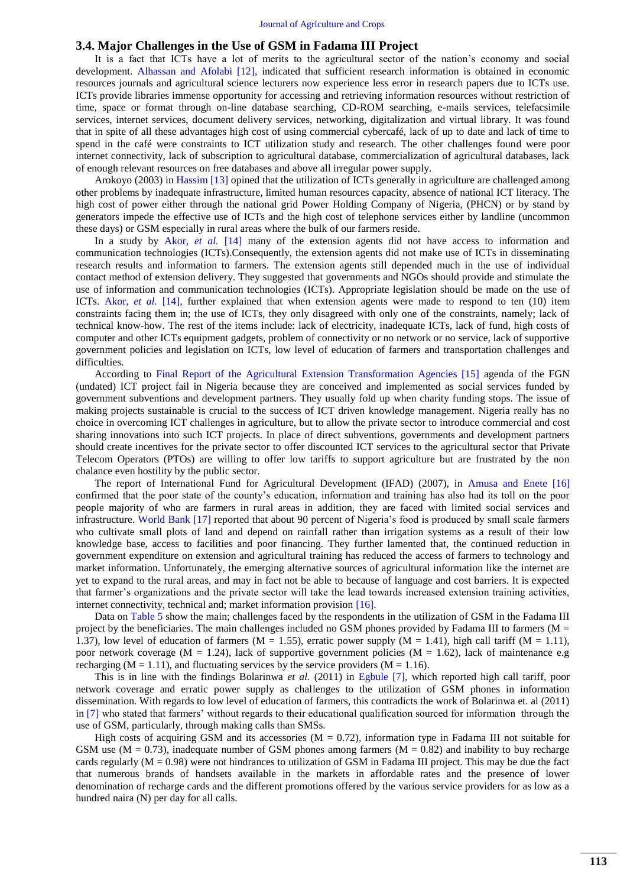### 3.4. Major Challenges in the Use of GSM in Fadama III Project

It is a fact that ICTs have a lot of merits to the agricultural sector of the nation's economy and social development. Alhassan and Afolabi [12], indicated that sufficient research information is obtained in economic resources journals and agricultural science lecturers now experience less error in research papers due to ICTs use. ICTs provide libraries immense opportunity for accessing and retrieving information resources without restriction of time, space or format through on-line database searching, CD-ROM searching, e-mails services, telefacsimile services, internet services, document delivery services, networking, digitalization and virtual library. It was found that in spite of all these advantages high cost of using commercial cybercafé, lack of up to date and lack of time to spend in the café were constraints to ICT utilization study and research. The other challenges found were poor internet connectivity, lack of subscription to agricultural database, commercialization of agricultural databases, lack of enough relevant resources on free databases and above all irregular power supply.

Arokoyo (2003) in Hassim [13] opined that the utilization of ICTs generally in agriculture are challenged among other problems by inadequate infrastructure, limited human resources capacity, absence of national ICT literacy. The high cost of power either through the national grid Power Holding Company of Nigeria, (PHCN) or by stand by generators impede the effective use of ICTs and the high cost of telephone services either by landline (uncommon these days) or GSM especially in rural areas where the bulk of our farmers reside.

In a study by Akor, *et al.* [14] many of the extension agents did not have access to information and communication technologies (ICTs).Consequently, the extension agents did not make use of ICTs in disseminating research results and information to farmers. The extension agents still depended much in the use of individual contact method of extension delivery. They suggested that governments and NGOs should provide and stimulate the use of information and communication technologies (ICTs). Appropriate legislation should be made on the use of ICTs. Akor, *et al.* [14], further explained that when extension agents were made to respond to ten (10) item constraints facing them in; the use of ICTs, they only disagreed with only one of the constraints, namely; lack of technical know-how. The rest of the items include: lack of electricity, inadequate ICTs, lack of fund, high costs of computer and other ICTs equipment gadgets, problem of connectivity or no network or no service, lack of supportive government policies and legislation on ICTs, low level of education of farmers and transportation challenges and difficulties.

According to Final Report of the Agricultural Extension Transformation Agencies [15] agenda of the FGN (undated) ICT project fail in Nigeria because they are conceived and implemented as social services funded by government subventions and development partners. They usually fold up when charity funding stops. The issue of making projects sustainable is crucial to the success of ICT driven knowledge management. Nigeria really has no choice in overcoming ICT challenges in agriculture, but to allow the private sector to introduce commercial and cost sharing innovations into such ICT projects. In place of direct subventions, governments and development partners should create incentives for the private sector to offer discounted ICT services to the agricultural sector that Private Telecom Operators (PTOs) are willing to offer low tariffs to support agriculture but are frustrated by the non chalance even hostility by the public sector.

The report of International Fund for Agricultural Development (IFAD) (2007), in Amusa and Enete [16] confirmed that the poor state of the county's education, information and training has also had its toll on the poor people majority of who are farmers in rural areas in addition, they are faced with limited social services and infrastructure. World Bank [17] reported that about 90 percent of Nigeria's food is produced by small scale farmers who cultivate small plots of land and depend on rainfall rather than irrigation systems as a result of their low knowledge base, access to facilities and poor financing. They further lamented that, the continued reduction in government expenditure on extension and agricultural training has reduced the access of farmers to technology and market information. Unfortunately, the emerging alternative sources of agricultural information like the internet are yet to expand to the rural areas, and may in fact not be able to because of language and cost barriers. It is expected that farmer's organizations and the private sector will take the lead towards increased extension training activities, internet connectivity, technical and; market information provision [16].

Data on Table 5 show the main; challenges faced by the respondents in the utilization of GSM in the Fadama III project by the beneficiaries. The main challenges included no GSM phones provided by Fadama III to farmers (M = 1.37), low level of education of farmers (M = 1.55), erratic power supply (M = 1.41), high call tariff (M = 1.11), poor network coverage (M = 1.24), lack of supportive government policies (M = 1.62), lack of maintenance e.g recharging (M = 1.11), and fluctuating services by the service providers (M = 1.16).

This is in line with the findings Bolarinwa *et al.* (2011) in Egbule [7], which reported high call tariff, poor network coverage and erratic power supply as challenges to the utilization of GSM phones in information dissemination. With regards to low level of education of farmers, this contradicts the work of Bolarinwa et. al (2011) in [7] who stated that farmers' without regards to their educational qualification sourced for information through the use of GSM, particularly, through making calls than SMSs.

High costs of acquiring GSM and its accessories (M = 0.72), information type in Fadama III not suitable for GSM use (M = 0.73), inadequate number of GSM phones among farmers (M = 0.82) and inability to buy recharge cards regularly (M = 0.98) were not hindrances to utilization of GSM in Fadama III project. This may be due the fact that numerous brands of handsets available in the markets in affordable rates and the presence of lower denomination of recharge cards and the different promotions offered by the various service providers for as low as a hundred naira (N) per day for all calls.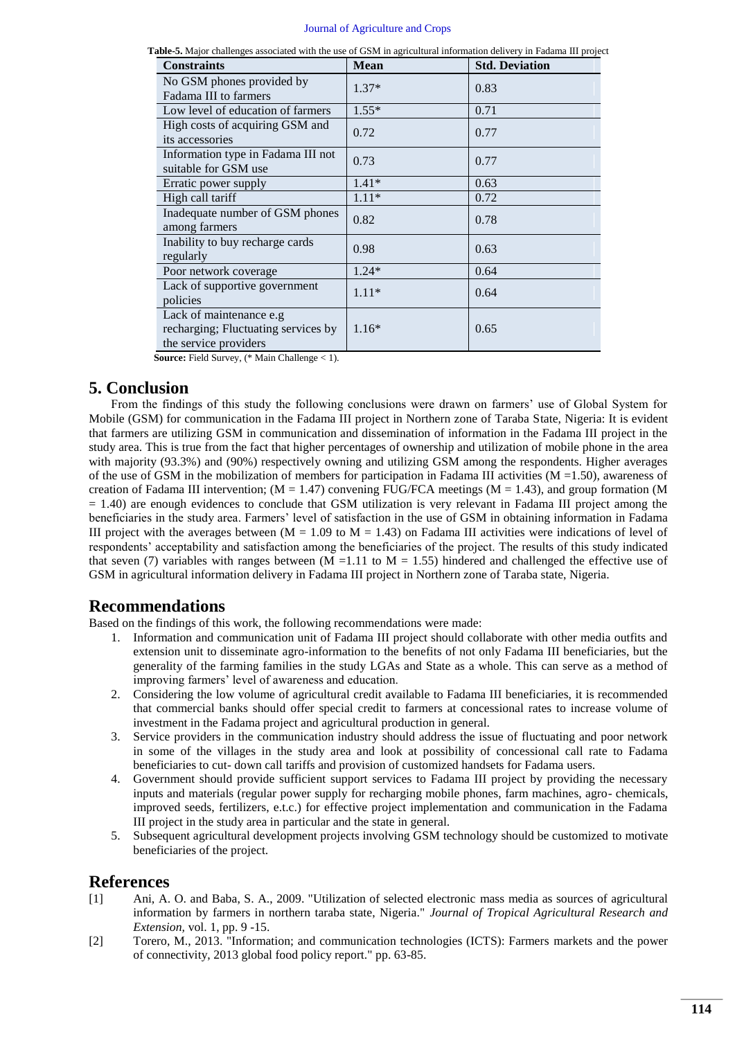**Table-5.** Major challenges associated with the use of GSM in agricultural information delivery in Fadama III project

| Constraints | Mean | Std. Deviation |
|---|---|---|
| No GSM phones provided by Fadama III to farmers | 1.37* | 0.83 |
| Low level of education of farmers | 1.55* | 0.71 |
| High costs of acquiring GSM and its accessories | 0.72 | 0.77 |
| Information type in Fadama III not suitable for GSM use | 0.73 | 0.77 |
| Erratic power supply | 1.41* | 0.63 |
| High call tariff | 1.11* | 0.72 |
| Inadequate number of GSM phones among farmers | 0.82 | 0.78 |
| Inability to buy recharge cards regularly | 0.98 | 0.63 |
| Poor network coverage | 1.24* | 0.64 |
| Lack of supportive government policies | 1.11* | 0.64 |
| Lack of maintenance e.g recharging; Fluctuating services by the service providers | 1.16* | 0.65 |

**Source:** Field Survey, (* Main Challenge < 1).

## 5. Conclusion

From the findings of this study the following conclusions were drawn on farmers' use of Global System for Mobile (GSM) for communication in the Fadama III project in Northern zone of Taraba State, Nigeria: It is evident that farmers are utilizing GSM in communication and dissemination of information in the Fadama III project in the study area. This is true from the fact that higher percentages of ownership and utilization of mobile phone in the area with majority (93.3%) and (90%) respectively owning and utilizing GSM among the respondents. Higher averages of the use of GSM in the mobilization of members for participation in Fadama III activities ($M = 1.50$), awareness of creation of Fadama III intervention; ($M = 1.47$) convening FUG/FCA meetings ($M = 1.43$), and group formation ($M = 1.40$) are enough evidences to conclude that GSM utilization is very relevant in Fadama III project among the beneficiaries in the study area. Farmers' level of satisfaction in the use of GSM in obtaining information in Fadama III project with the averages between ($M = 1.09$ to $M = 1.43$) on Fadama III activities were indications of level of respondents' acceptability and satisfaction among the beneficiaries of the project. The results of this study indicated that seven (7) variables with ranges between ($M = 1.11$ to $M = 1.55$) hindered and challenged the effective use of GSM in agricultural information delivery in Fadama III project in Northern zone of Taraba state, Nigeria.

## Recommendations

Based on the findings of this work, the following recommendations were made:

1. Information and communication unit of Fadama III project should collaborate with other media outfits and extension unit to disseminate agro-information to the benefits of not only Fadama III beneficiaries, but the generality of the farming families in the study LGAs and State as a whole. This can serve as a method of improving farmers' level of awareness and education.
2. Considering the low volume of agricultural credit available to Fadama III beneficiaries, it is recommended that commercial banks should offer special credit to farmers at concessional rates to increase volume of investment in the Fadama project and agricultural production in general.
3. Service providers in the communication industry should address the issue of fluctuating and poor network in some of the villages in the study area and look at possibility of concessional call rate to Fadama beneficiaries to cut- down call tariffs and provision of customized handsets for Fadama users.
4. Government should provide sufficient support services to Fadama III project by providing the necessary inputs and materials (regular power supply for recharging mobile phones, farm machines, agro- chemicals, improved seeds, fertilizers, e.t.c.) for effective project implementation and communication in the Fadama III project in the study area in particular and the state in general.
5. Subsequent agricultural development projects involving GSM technology should be customized to motivate beneficiaries of the project.

## References

[1] Ani, A. O. and Baba, S. A., 2009. "Utilization of selected electronic mass media as sources of agricultural information by farmers in northern taraba state, Nigeria." *Journal of Tropical Agricultural Research and Extension,* vol. 1, pp. 9 -15.

[2] Torero, M., 2013. "Information; and communication technologies (ICTS): Farmers markets and the power of connectivity, 2013 global food policy report." pp. 63-85.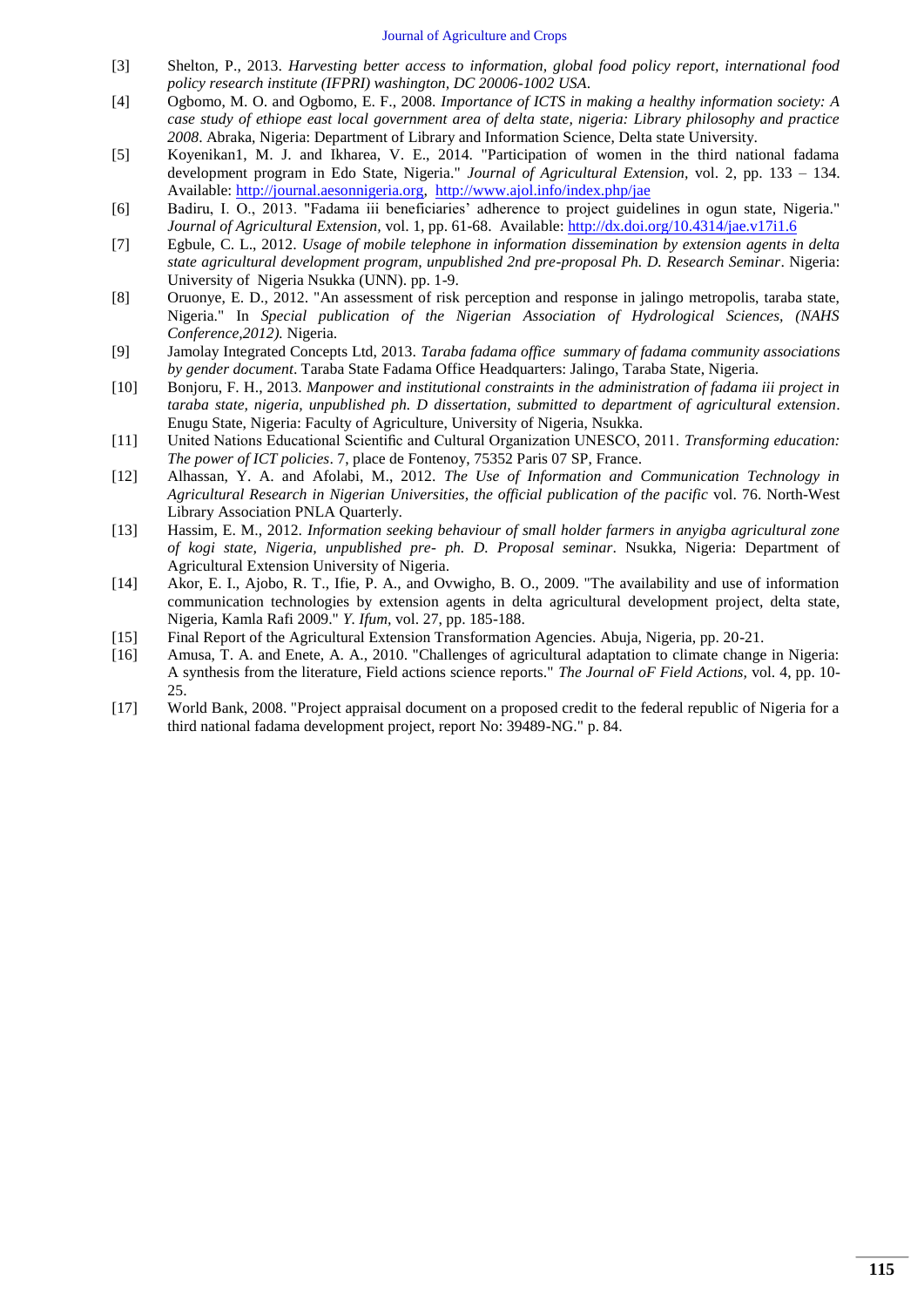[3] Shelton, P., 2013. *Harvesting better access to information, global food policy report, international food policy research institute (IFPRI) washington, DC 20006-1002 USA*.

[4] Ogbomo, M. O. and Ogbomo, E. F., 2008. *Importance of ICTS in making a healthy information society: A case study of ethiope east local government area of delta state, nigeria: Library philosophy and practice 2008*. Abraka, Nigeria: Department of Library and Information Science, Delta state University.

[5] Koyenikan1, M. J. and Ikharea, V. E., 2014. "Participation of women in the third national fadama development program in Edo State, Nigeria." *Journal of Agricultural Extension,* vol. 2, pp. 133 – 134. Available: http://journal.aesonnigeria.org, http://www.ajol.info/index.php/jae

[6] Badiru, I. O., 2013. "Fadama iii beneficiaries' adherence to project guidelines in ogun state, Nigeria." *Journal of Agricultural Extension,* vol. 1, pp. 61-68. Available: http://dx.doi.org/10.4314/jae.v17i1.6

[7] Egbule, C. L., 2012. *Usage of mobile telephone in information dissemination by extension agents in delta state agricultural development program, unpublished 2nd pre-proposal Ph. D. Research Seminar*. Nigeria: University of Nigeria Nsukka (UNN). pp. 1-9.

[8] Oruonye, E. D., 2012. "An assessment of risk perception and response in jalingo metropolis, taraba state, Nigeria." In *Special publication of the Nigerian Association of Hydrological Sciences, (NAHS Conference,2012).* Nigeria.

[9] Jamolay Integrated Concepts Ltd, 2013. *Taraba fadama office summary of fadama community associations by gender document*. Taraba State Fadama Office Headquarters: Jalingo, Taraba State, Nigeria.

[10] Bonjoru, F. H., 2013. *Manpower and institutional constraints in the administration of fadama iii project in taraba state, nigeria, unpublished ph. D dissertation, submitted to department of agricultural extension*. Enugu State, Nigeria: Faculty of Agriculture, University of Nigeria, Nsukka.

[11] United Nations Educational Scientific and Cultural Organization UNESCO, 2011. *Transforming education: The power of ICT policies*. 7, place de Fontenoy, 75352 Paris 07 SP, France.

[12] Alhassan, Y. A. and Afolabi, M., 2012. *The Use of Information and Communication Technology in Agricultural Research in Nigerian Universities, the official publication of the pacific* vol. 76. North-West Library Association PNLA Quarterly.

[13] Hassim, E. M., 2012. *Information seeking behaviour of small holder farmers in anyigba agricultural zone of kogi state, Nigeria, unpublished pre- ph. D. Proposal seminar*. Nsukka, Nigeria: Department of Agricultural Extension University of Nigeria.

[14] Akor, E. I., Ajobo, R. T., Ifie, P. A., and Ovwigho, B. O., 2009. "The availability and use of information communication technologies by extension agents in delta agricultural development project, delta state, Nigeria, Kamla Rafi 2009." *Y. Ifum,* vol. 27, pp. 185-188.

[15] Final Report of the Agricultural Extension Transformation Agencies. Abuja, Nigeria, pp. 20-21.

[16] Amusa, T. A. and Enete, A. A., 2010. "Challenges of agricultural adaptation to climate change in Nigeria: A synthesis from the literature, Field actions science reports." *The Journal oF Field Actions,* vol. 4, pp. 10-25.

[17] World Bank, 2008. "Project appraisal document on a proposed credit to the federal republic of Nigeria for a third national fadama development project, report No: 39489-NG." p. 84.